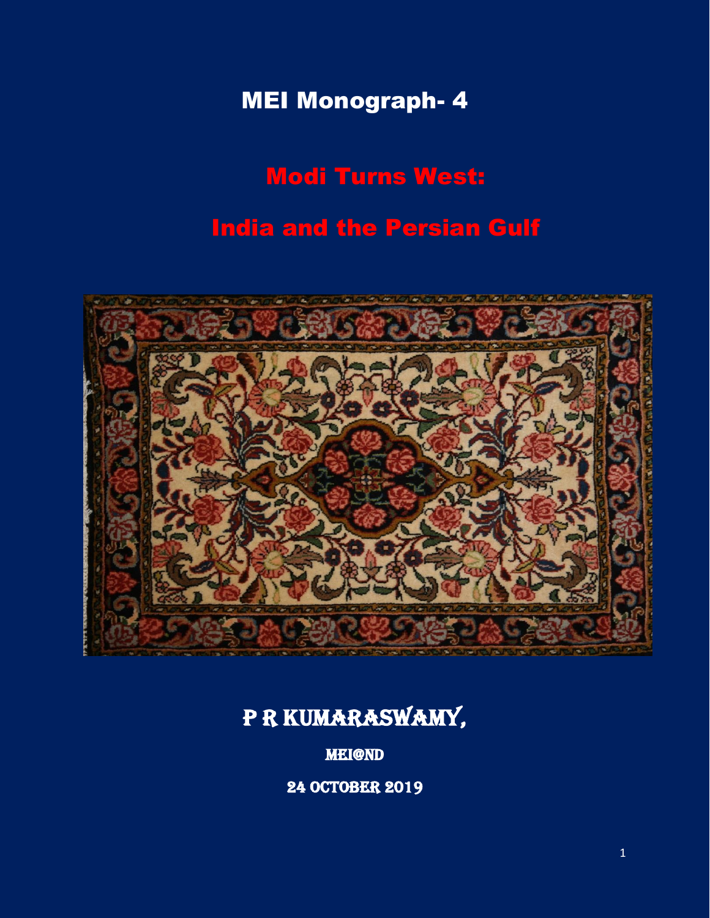# MEI Monograph- 4

# Modi Turns West:

# India and the Persian Gulf

P R KUMARASWAMY,

MEI@ND

24 OCTOBER 2019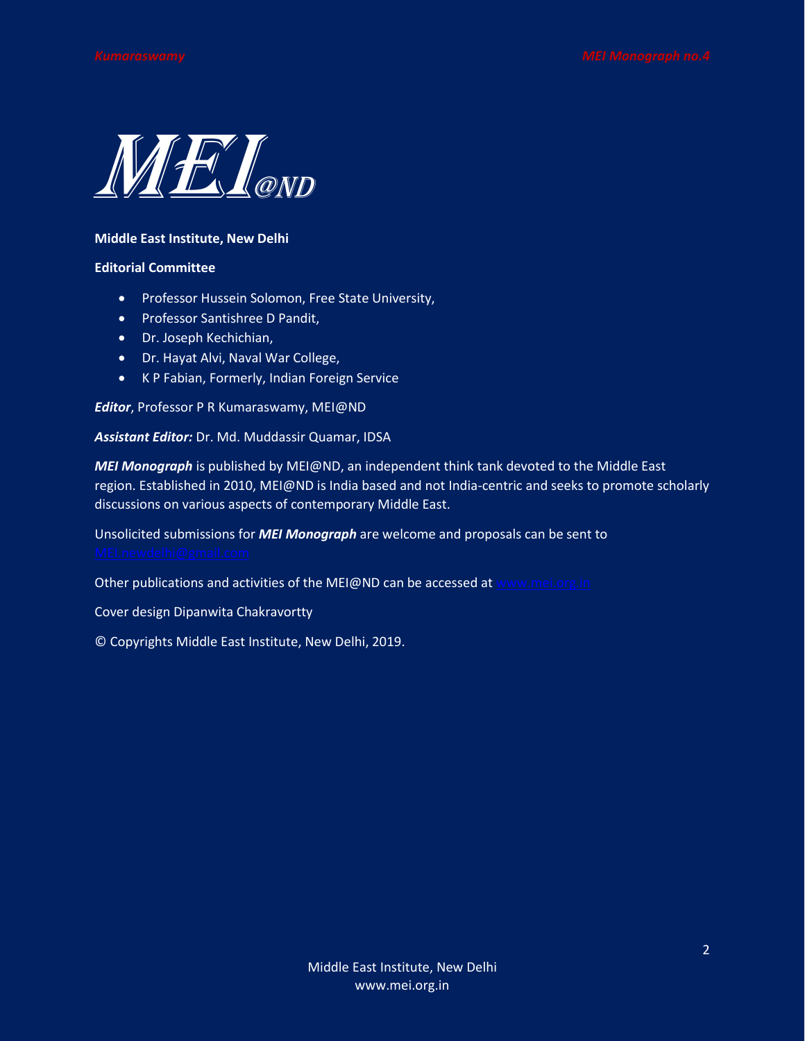MEI@ND

**Middle East Institute, New Delhi**

**Editorial Committee**

- Professor Hussein Solomon, Free State University,
- Professor Santishree D Pandit,
- Dr. Joseph Kechichian,
- Dr. Hayat Alvi, Naval War College,
- K P Fabian, Formerly, Indian Foreign Service

***Editor***, Professor P R Kumaraswamy, MEI@ND

***Assistant Editor:*** Dr. Md. Muddassir Quamar, IDSA

***MEI Monograph*** is published by MEI@ND, an independent think tank devoted to the Middle East region. Established in 2010, MEI@ND is India based and not India-centric and seeks to promote scholarly discussions on various aspects of contemporary Middle East.

Unsolicited submissions for ***MEI Monograph*** are welcome and proposals can be sent to MEI.newdelhi@gmail.com

Other publications and activities of the MEI@ND can be accessed at www.mei.org.in

Cover design Dipanwita Chakravortty

© Copyrights Middle East Institute, New Delhi, 2019.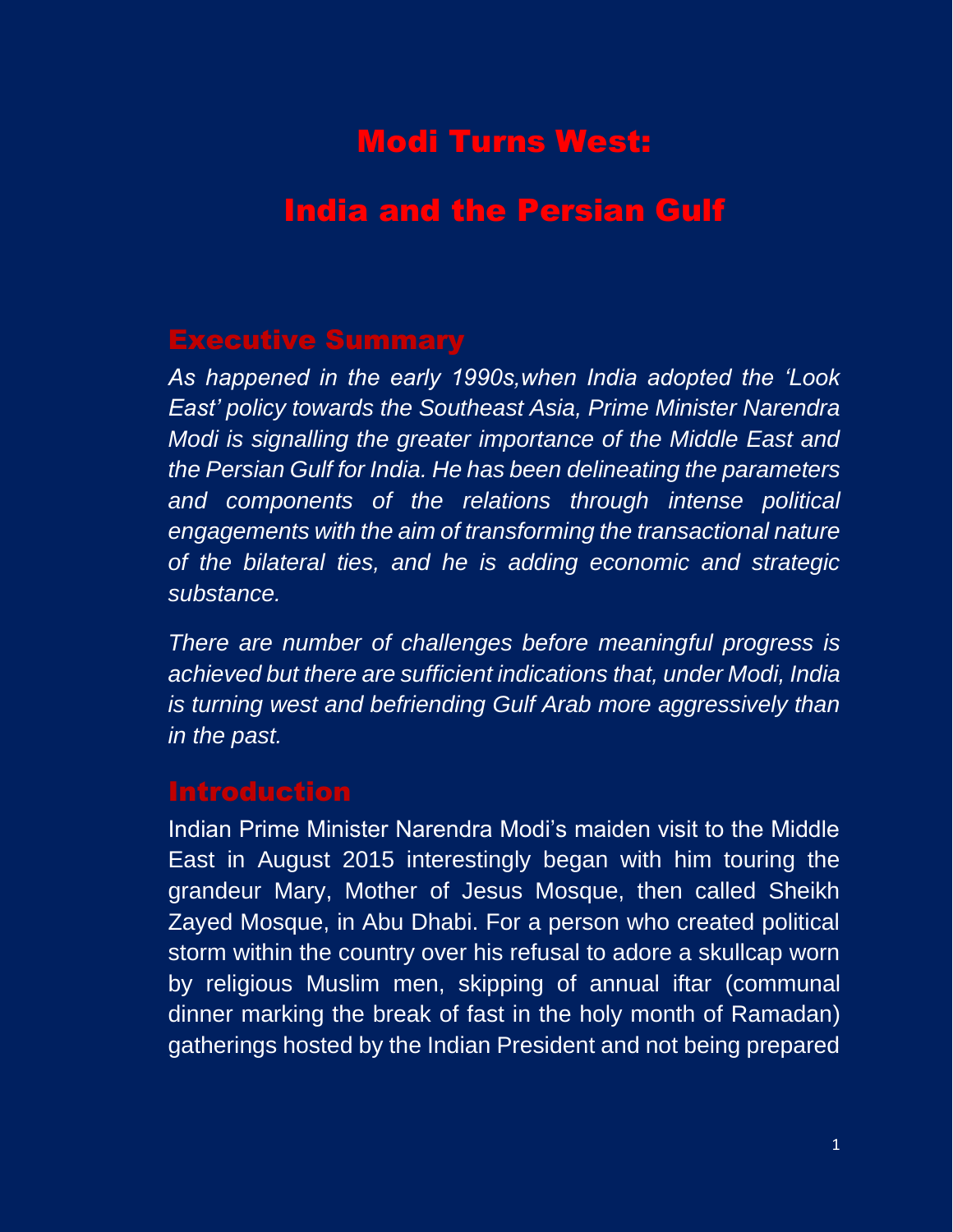# Modi Turns West:

# India and the Persian Gulf

## Executive Summary

*As happened in the early 1990s,when India adopted the 'Look East' policy towards the Southeast Asia, Prime Minister Narendra Modi is signalling the greater importance of the Middle East and the Persian Gulf for India. He has been delineating the parameters and components of the relations through intense political engagements with the aim of transforming the transactional nature of the bilateral ties, and he is adding economic and strategic substance.*

*There are number of challenges before meaningful progress is achieved but there are sufficient indications that, under Modi, India is turning west and befriending Gulf Arab more aggressively than in the past.*

## Introduction

Indian Prime Minister Narendra Modi's maiden visit to the Middle East in August 2015 interestingly began with him touring the grandeur Mary, Mother of Jesus Mosque, then called Sheikh Zayed Mosque, in Abu Dhabi. For a person who created political storm within the country over his refusal to adore a skullcap worn by religious Muslim men, skipping of annual iftar (communal dinner marking the break of fast in the holy month of Ramadan) gatherings hosted by the Indian President and not being prepared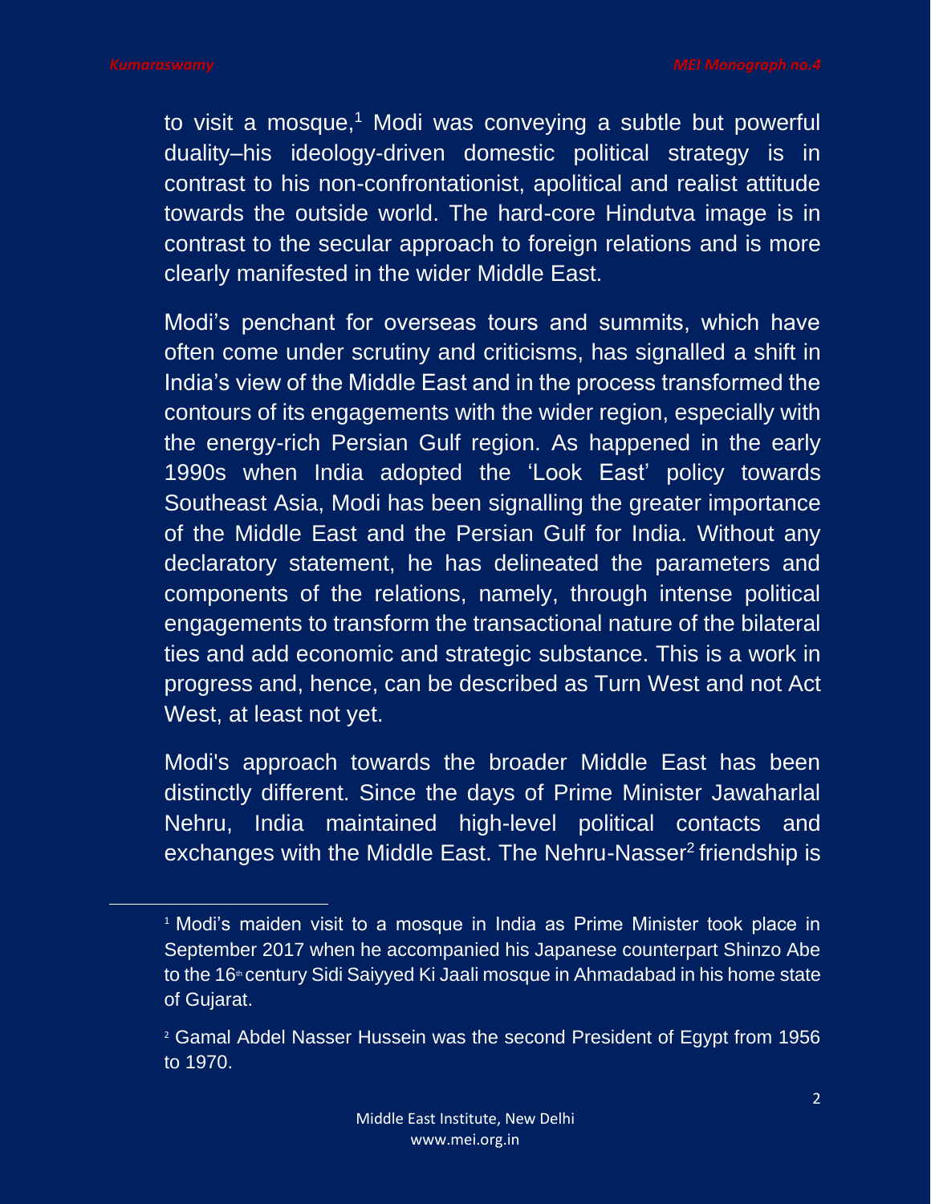to visit a mosque,[1] Modi was conveying a subtle but powerful duality–his ideology-driven domestic political strategy is in contrast to his non-confrontationist, apolitical and realist attitude towards the outside world. The hard-core Hindutva image is in contrast to the secular approach to foreign relations and is more clearly manifested in the wider Middle East.

Modi's penchant for overseas tours and summits, which have often come under scrutiny and criticisms, has signalled a shift in India's view of the Middle East and in the process transformed the contours of its engagements with the wider region, especially with the energy-rich Persian Gulf region. As happened in the early 1990s when India adopted the 'Look East' policy towards Southeast Asia, Modi has been signalling the greater importance of the Middle East and the Persian Gulf for India. Without any declaratory statement, he has delineated the parameters and components of the relations, namely, through intense political engagements to transform the transactional nature of the bilateral ties and add economic and strategic substance. This is a work in progress and, hence, can be described as Turn West and not Act West, at least not yet.

Modi's approach towards the broader Middle East has been distinctly different. Since the days of Prime Minister Jawaharlal Nehru, India maintained high-level political contacts and exchanges with the Middle East. The Nehru-Nasser[2] friendship is

---

[1] Modi's maiden visit to a mosque in India as Prime Minister took place in September 2017 when he accompanied his Japanese counterpart Shinzo Abe to the 16th century Sidi Saiyyed Ki Jaali mosque in Ahmadabad in his home state of Gujarat.

[2] Gamal Abdel Nasser Hussein was the second President of Egypt from 1956 to 1970.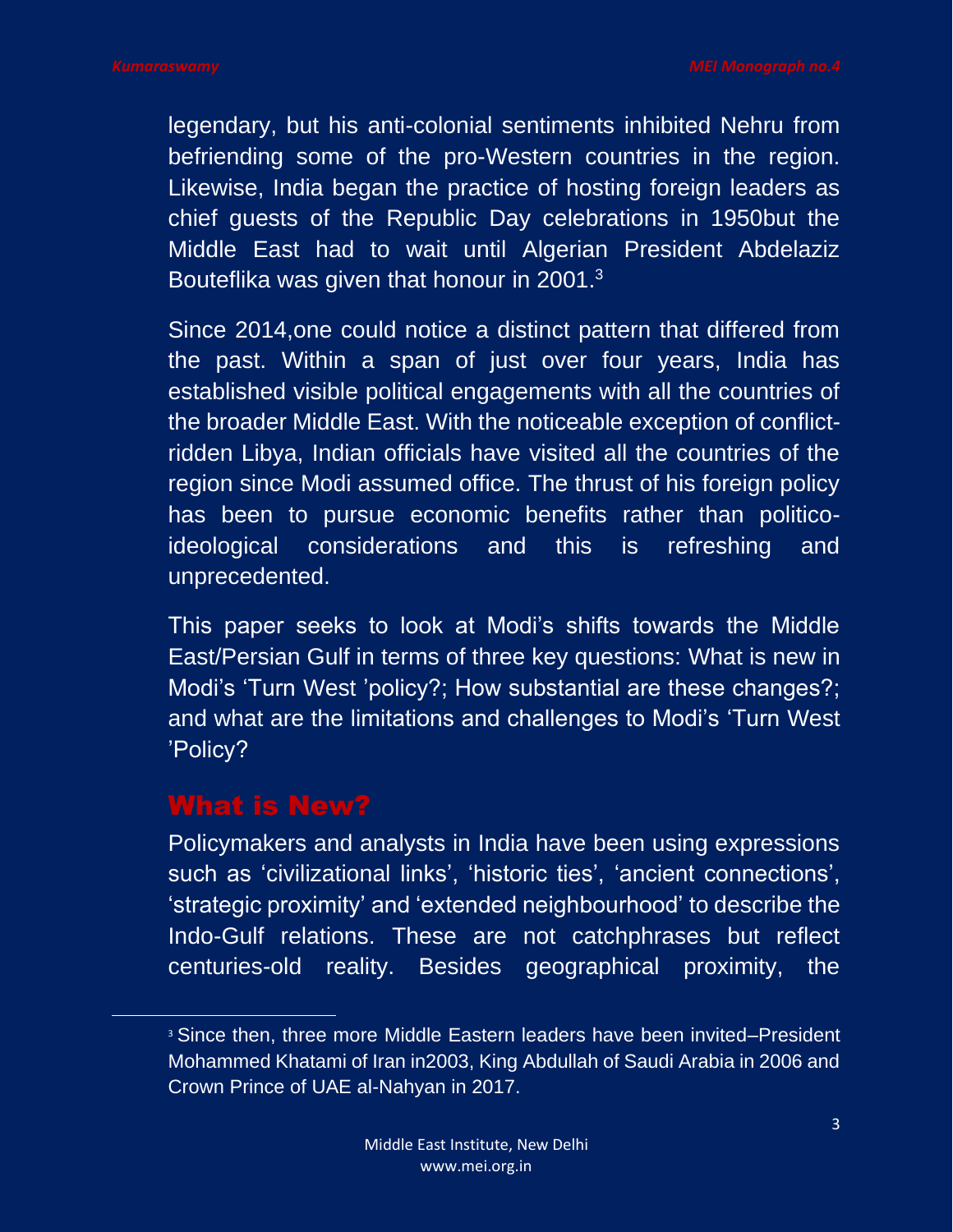legendary, but his anti-colonial sentiments inhibited Nehru from befriending some of the pro-Western countries in the region. Likewise, India began the practice of hosting foreign leaders as chief guests of the Republic Day celebrations in 1950but the Middle East had to wait until Algerian President Abdelaziz Bouteflika was given that honour in 2001.[3]

Since 2014,one could notice a distinct pattern that differed from the past. Within a span of just over four years, India has established visible political engagements with all the countries of the broader Middle East. With the noticeable exception of conflict-ridden Libya, Indian officials have visited all the countries of the region since Modi assumed office. The thrust of his foreign policy has been to pursue economic benefits rather than politico-ideological considerations and this is refreshing and unprecedented.

This paper seeks to look at Modi's shifts towards the Middle East/Persian Gulf in terms of three key questions: What is new in Modi's 'Turn West 'policy?; How substantial are these changes?; and what are the limitations and challenges to Modi's 'Turn West 'Policy?

## What is New?

Policymakers and analysts in India have been using expressions such as 'civilizational links', 'historic ties', 'ancient connections', 'strategic proximity' and 'extended neighbourhood' to describe the Indo-Gulf relations. These are not catchphrases but reflect centuries-old reality. Besides geographical proximity, the

[3] Since then, three more Middle Eastern leaders have been invited–President Mohammed Khatami of Iran in2003, King Abdullah of Saudi Arabia in 2006 and Crown Prince of UAE al-Nahyan in 2017.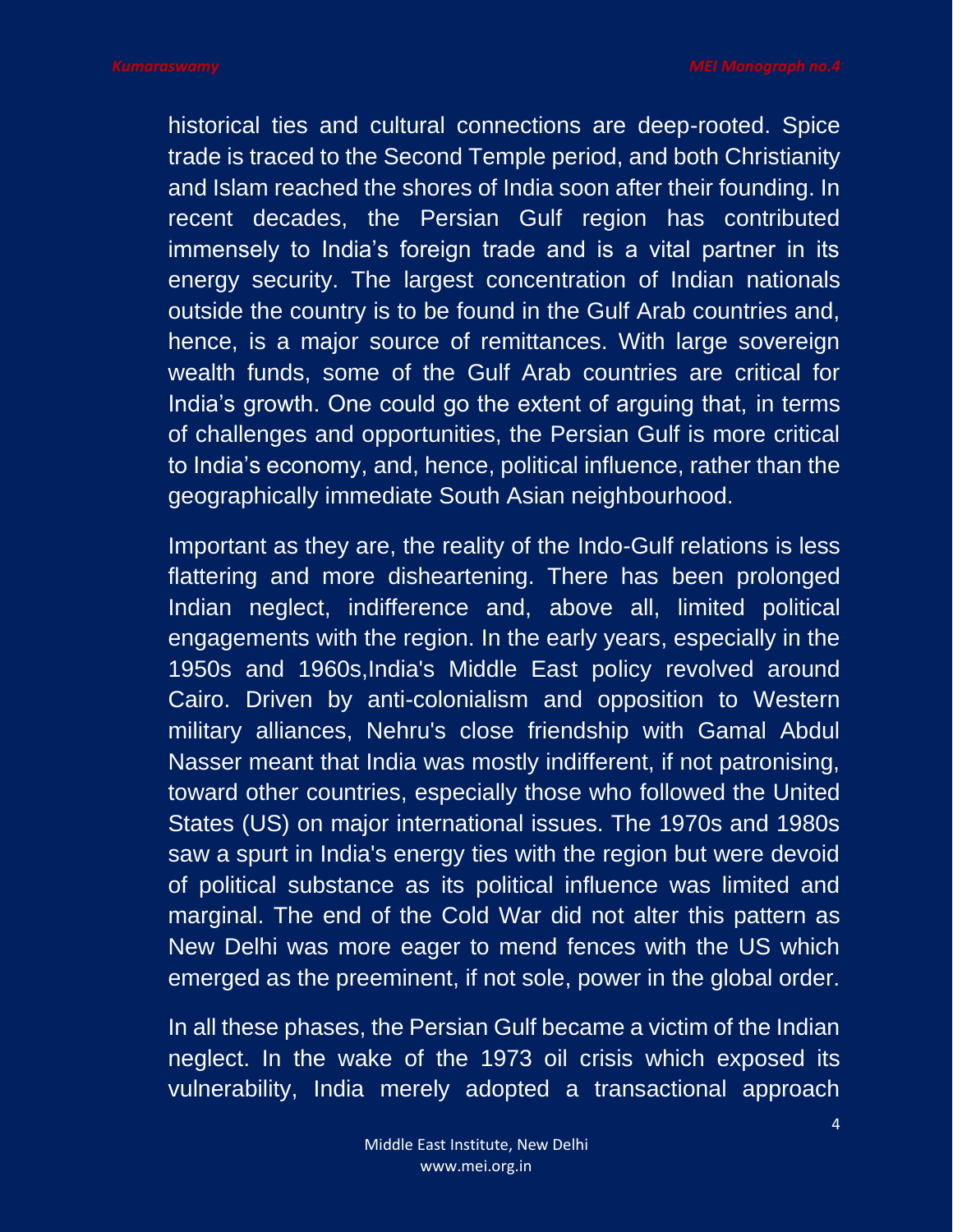historical ties and cultural connections are deep-rooted. Spice trade is traced to the Second Temple period, and both Christianity and Islam reached the shores of India soon after their founding. In recent decades, the Persian Gulf region has contributed immensely to India's foreign trade and is a vital partner in its energy security. The largest concentration of Indian nationals outside the country is to be found in the Gulf Arab countries and, hence, is a major source of remittances. With large sovereign wealth funds, some of the Gulf Arab countries are critical for India's growth. One could go the extent of arguing that, in terms of challenges and opportunities, the Persian Gulf is more critical to India's economy, and, hence, political influence, rather than the geographically immediate South Asian neighbourhood.

Important as they are, the reality of the Indo-Gulf relations is less flattering and more disheartening. There has been prolonged Indian neglect, indifference and, above all, limited political engagements with the region. In the early years, especially in the 1950s and 1960s,India's Middle East policy revolved around Cairo. Driven by anti-colonialism and opposition to Western military alliances, Nehru's close friendship with Gamal Abdul Nasser meant that India was mostly indifferent, if not patronising, toward other countries, especially those who followed the United States (US) on major international issues. The 1970s and 1980s saw a spurt in India's energy ties with the region but were devoid of political substance as its political influence was limited and marginal. The end of the Cold War did not alter this pattern as New Delhi was more eager to mend fences with the US which emerged as the preeminent, if not sole, power in the global order.

In all these phases, the Persian Gulf became a victim of the Indian neglect. In the wake of the 1973 oil crisis which exposed its vulnerability, India merely adopted a transactional approach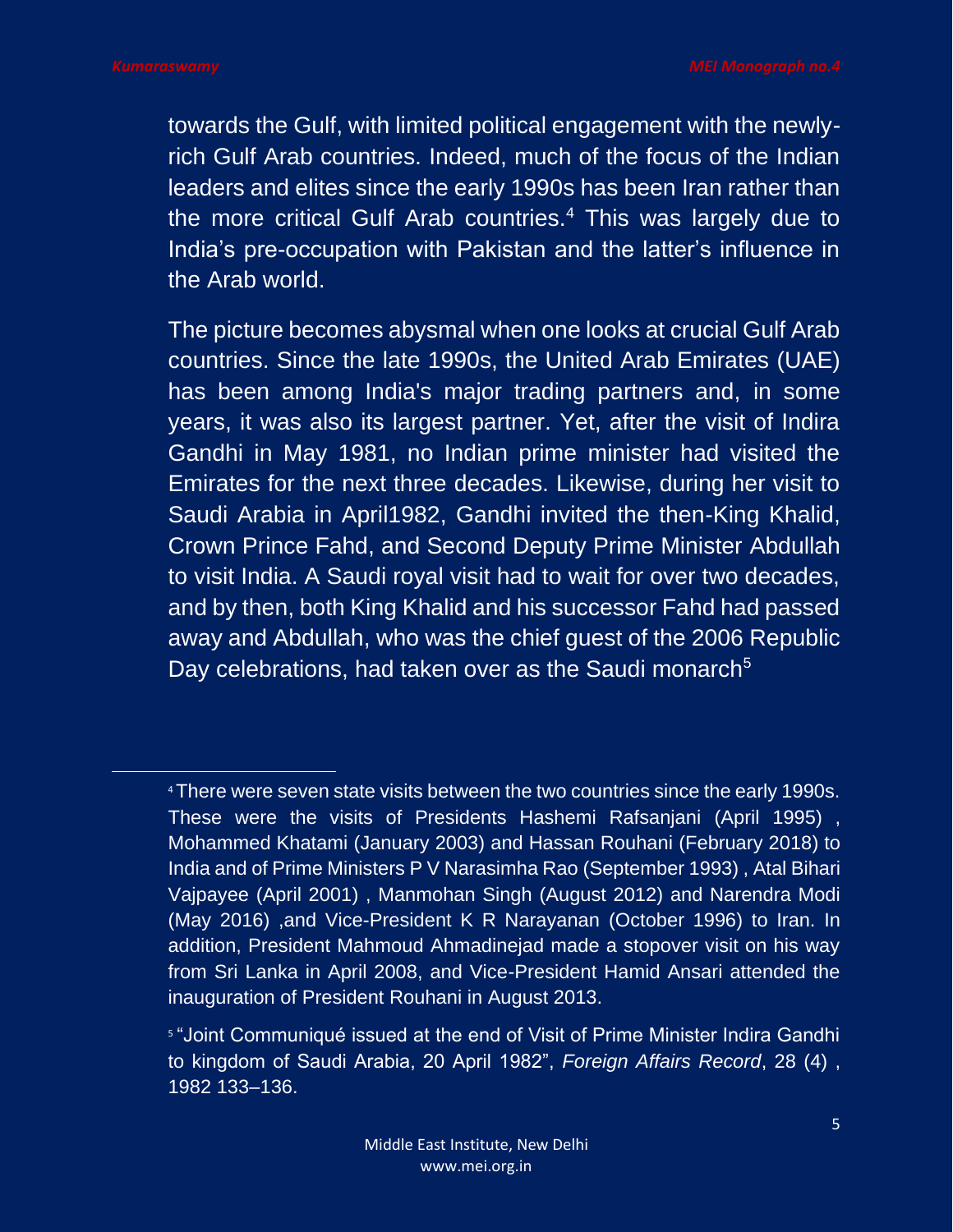towards the Gulf, with limited political engagement with the newly-rich Gulf Arab countries. Indeed, much of the focus of the Indian leaders and elites since the early 1990s has been Iran rather than the more critical Gulf Arab countries.[4] This was largely due to India's pre-occupation with Pakistan and the latter's influence in the Arab world.

The picture becomes abysmal when one looks at crucial Gulf Arab countries. Since the late 1990s, the United Arab Emirates (UAE) has been among India's major trading partners and, in some years, it was also its largest partner. Yet, after the visit of Indira Gandhi in May 1981, no Indian prime minister had visited the Emirates for the next three decades. Likewise, during her visit to Saudi Arabia in April1982, Gandhi invited the then-King Khalid, Crown Prince Fahd, and Second Deputy Prime Minister Abdullah to visit India. A Saudi royal visit had to wait for over two decades, and by then, both King Khalid and his successor Fahd had passed away and Abdullah, who was the chief guest of the 2006 Republic Day celebrations, had taken over as the Saudi monarch[5]

[4] There were seven state visits between the two countries since the early 1990s. These were the visits of Presidents Hashemi Rafsanjani (April 1995) , Mohammed Khatami (January 2003) and Hassan Rouhani (February 2018) to India and of Prime Ministers P V Narasimha Rao (September 1993) , Atal Bihari Vajpayee (April 2001) , Manmohan Singh (August 2012) and Narendra Modi (May 2016) ,and Vice-President K R Narayanan (October 1996) to Iran. In addition, President Mahmoud Ahmadinejad made a stopover visit on his way from Sri Lanka in April 2008, and Vice-President Hamid Ansari attended the inauguration of President Rouhani in August 2013.

[5] "Joint Communiqué issued at the end of Visit of Prime Minister Indira Gandhi to kingdom of Saudi Arabia, 20 April 1982", *Foreign Affairs Record*, 28 (4) , 1982 133–136.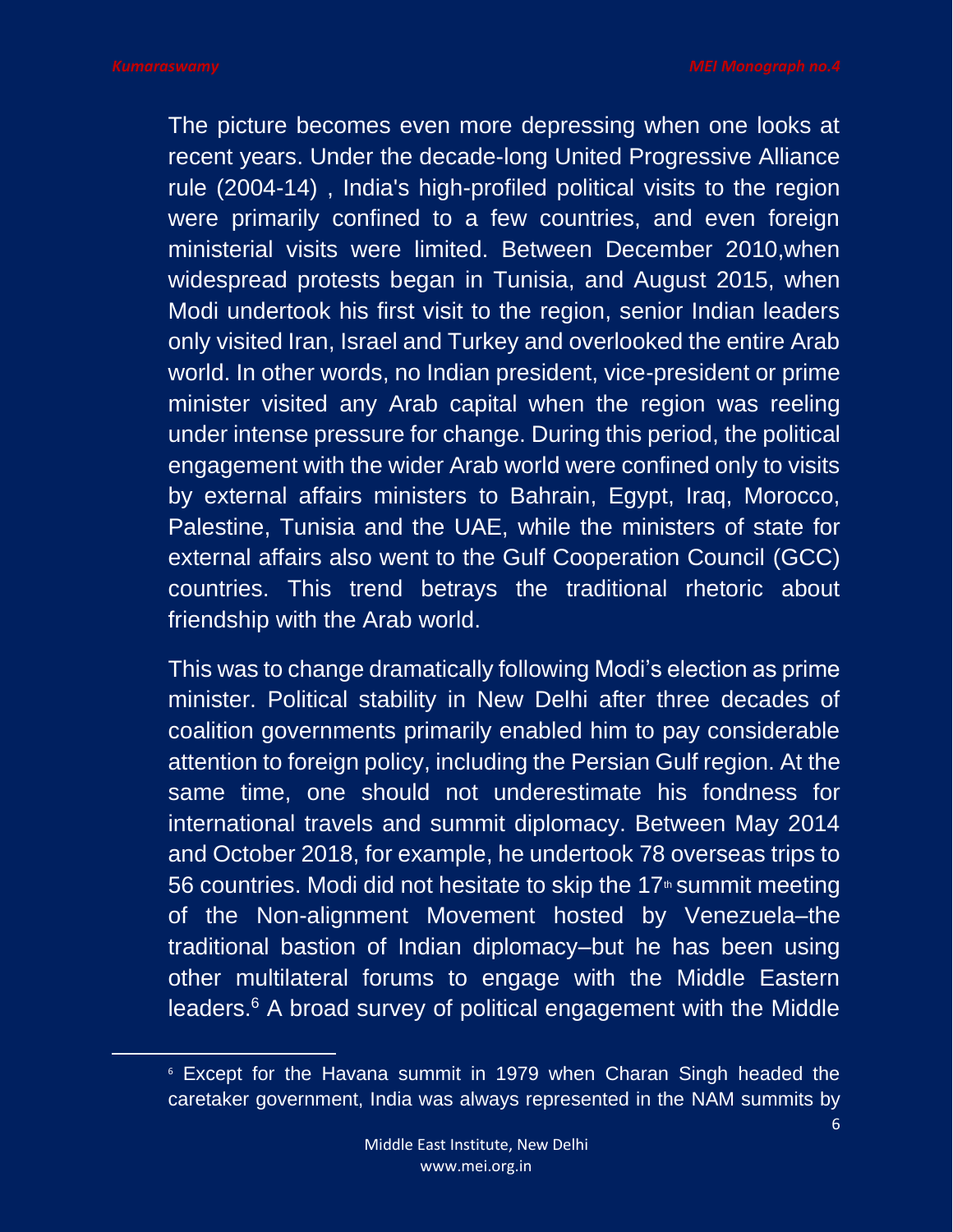The picture becomes even more depressing when one looks at recent years. Under the decade-long United Progressive Alliance rule (2004-14) , India's high-profiled political visits to the region were primarily confined to a few countries, and even foreign ministerial visits were limited. Between December 2010,when widespread protests began in Tunisia, and August 2015, when Modi undertook his first visit to the region, senior Indian leaders only visited Iran, Israel and Turkey and overlooked the entire Arab world. In other words, no Indian president, vice-president or prime minister visited any Arab capital when the region was reeling under intense pressure for change. During this period, the political engagement with the wider Arab world were confined only to visits by external affairs ministers to Bahrain, Egypt, Iraq, Morocco, Palestine, Tunisia and the UAE, while the ministers of state for external affairs also went to the Gulf Cooperation Council (GCC) countries. This trend betrays the traditional rhetoric about friendship with the Arab world.

This was to change dramatically following Modi's election as prime minister. Political stability in New Delhi after three decades of coalition governments primarily enabled him to pay considerable attention to foreign policy, including the Persian Gulf region. At the same time, one should not underestimate his fondness for international travels and summit diplomacy. Between May 2014 and October 2018, for example, he undertook 78 overseas trips to 56 countries. Modi did not hesitate to skip the 17th summit meeting of the Non-alignment Movement hosted by Venezuela–the traditional bastion of Indian diplomacy–but he has been using other multilateral forums to engage with the Middle Eastern leaders.[6] A broad survey of political engagement with the Middle

[6] Except for the Havana summit in 1979 when Charan Singh headed the caretaker government, India was always represented in the NAM summits by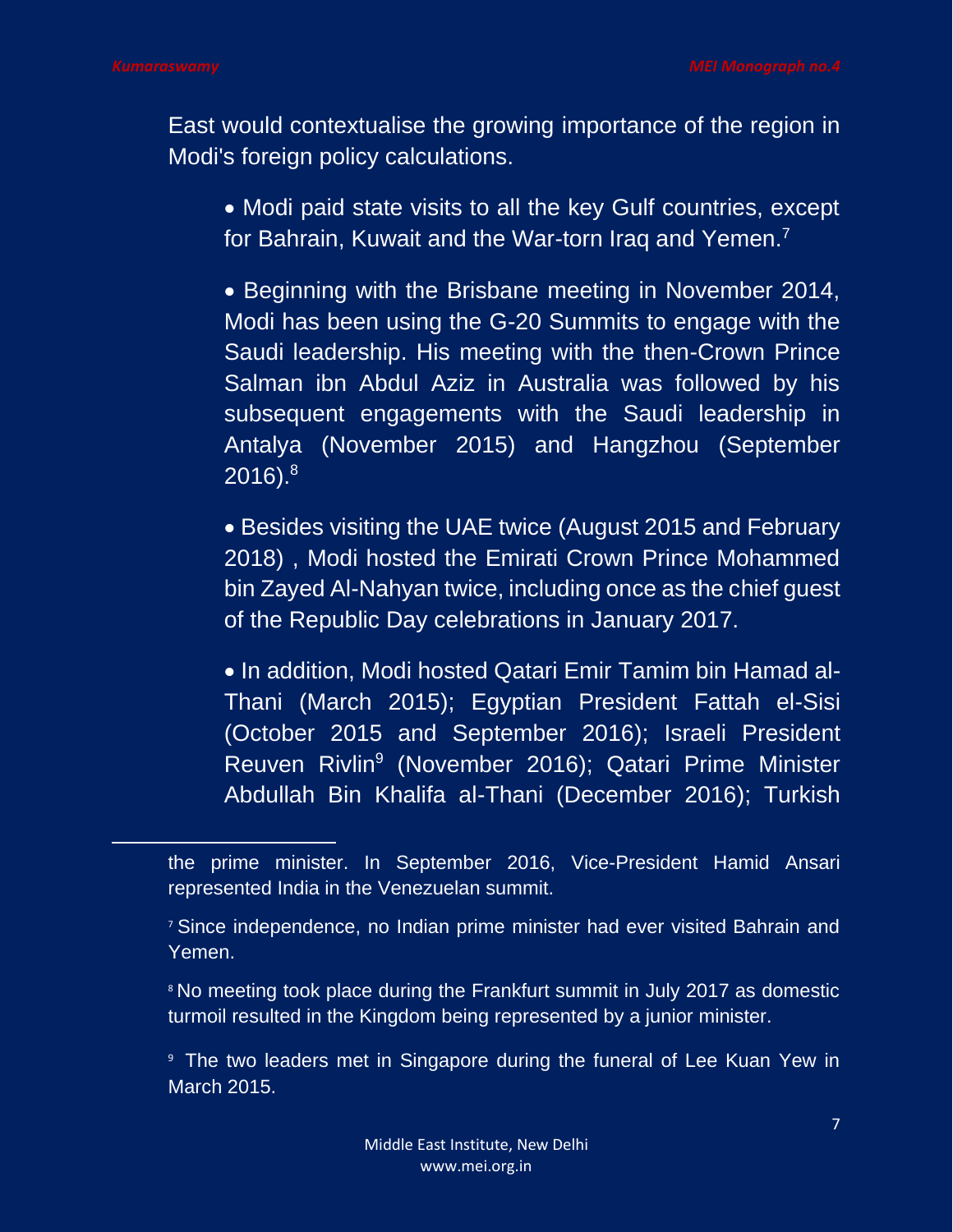East would contextualise the growing importance of the region in Modi's foreign policy calculations.

- Modi paid state visits to all the key Gulf countries, except for Bahrain, Kuwait and the War-torn Iraq and Yemen.[7]

- Beginning with the Brisbane meeting in November 2014, Modi has been using the G-20 Summits to engage with the Saudi leadership. His meeting with the then-Crown Prince Salman ibn Abdul Aziz in Australia was followed by his subsequent engagements with the Saudi leadership in Antalya (November 2015) and Hangzhou (September 2016).[8]

- Besides visiting the UAE twice (August 2015 and February 2018) , Modi hosted the Emirati Crown Prince Mohammed bin Zayed Al-Nahyan twice, including once as the chief guest of the Republic Day celebrations in January 2017.

- In addition, Modi hosted Qatari Emir Tamim bin Hamad al-Thani (March 2015); Egyptian President Fattah el-Sisi (October 2015 and September 2016); Israeli President Reuven Rivlin[9] (November 2016); Qatari Prime Minister Abdullah Bin Khalifa al-Thani (December 2016); Turkish

---

the prime minister. In September 2016, Vice-President Hamid Ansari represented India in the Venezuelan summit.

[7] Since independence, no Indian prime minister had ever visited Bahrain and Yemen.

[8] No meeting took place during the Frankfurt summit in July 2017 as domestic turmoil resulted in the Kingdom being represented by a junior minister.

[9] The two leaders met in Singapore during the funeral of Lee Kuan Yew in March 2015.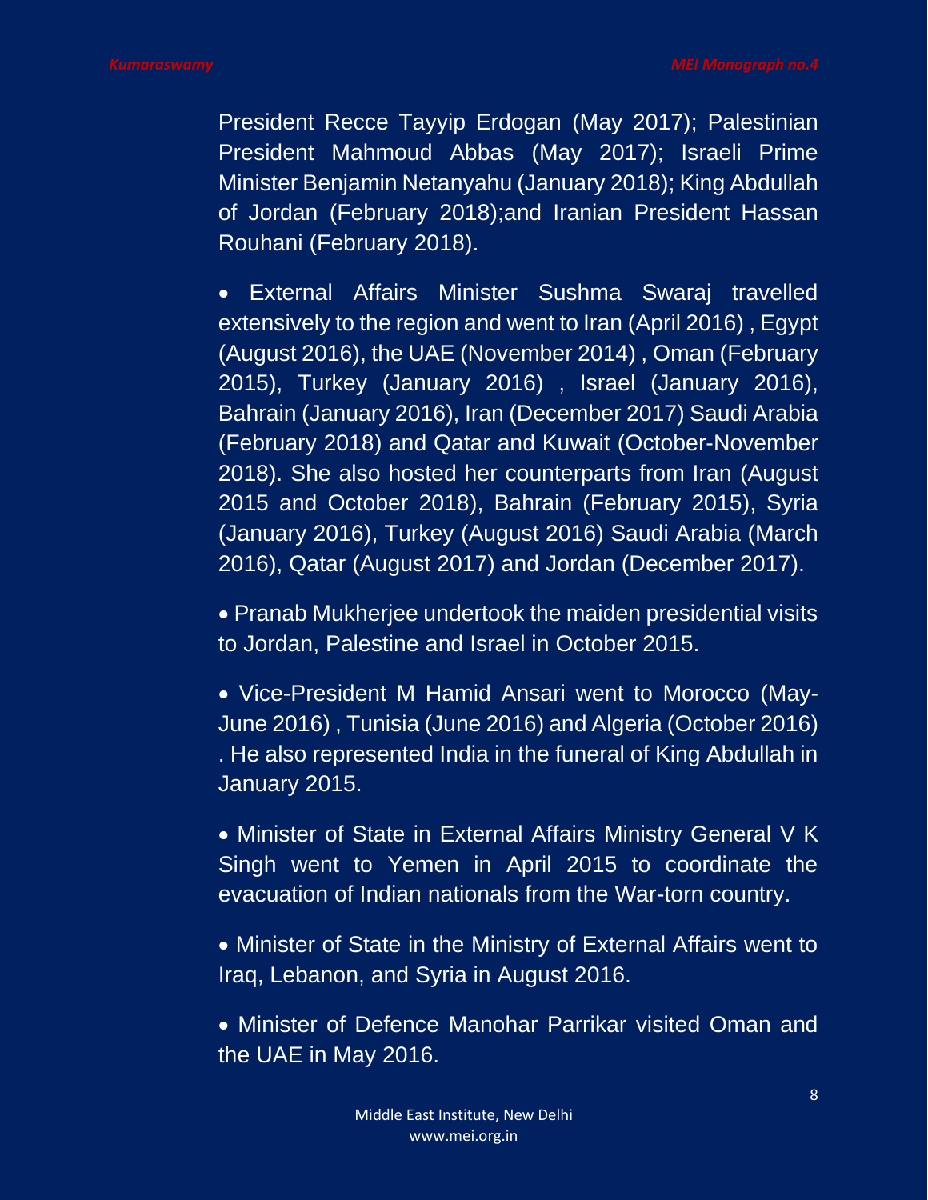President Recce Tayyip Erdogan (May 2017); Palestinian President Mahmoud Abbas (May 2017); Israeli Prime Minister Benjamin Netanyahu (January 2018); King Abdullah of Jordan (February 2018);and Iranian President Hassan Rouhani (February 2018).

- External Affairs Minister Sushma Swaraj travelled extensively to the region and went to Iran (April 2016) , Egypt (August 2016), the UAE (November 2014) , Oman (February 2015), Turkey (January 2016) , Israel (January 2016), Bahrain (January 2016), Iran (December 2017) Saudi Arabia (February 2018) and Qatar and Kuwait (October-November 2018). She also hosted her counterparts from Iran (August 2015 and October 2018), Bahrain (February 2015), Syria (January 2016), Turkey (August 2016) Saudi Arabia (March 2016), Qatar (August 2017) and Jordan (December 2017).

- Pranab Mukherjee undertook the maiden presidential visits to Jordan, Palestine and Israel in October 2015.

- Vice-President M Hamid Ansari went to Morocco (May-June 2016) , Tunisia (June 2016) and Algeria (October 2016) . He also represented India in the funeral of King Abdullah in January 2015.

- Minister of State in External Affairs Ministry General V K Singh went to Yemen in April 2015 to coordinate the evacuation of Indian nationals from the War-torn country.

- Minister of State in the Ministry of External Affairs went to Iraq, Lebanon, and Syria in August 2016.

- Minister of Defence Manohar Parrikar visited Oman and the UAE in May 2016.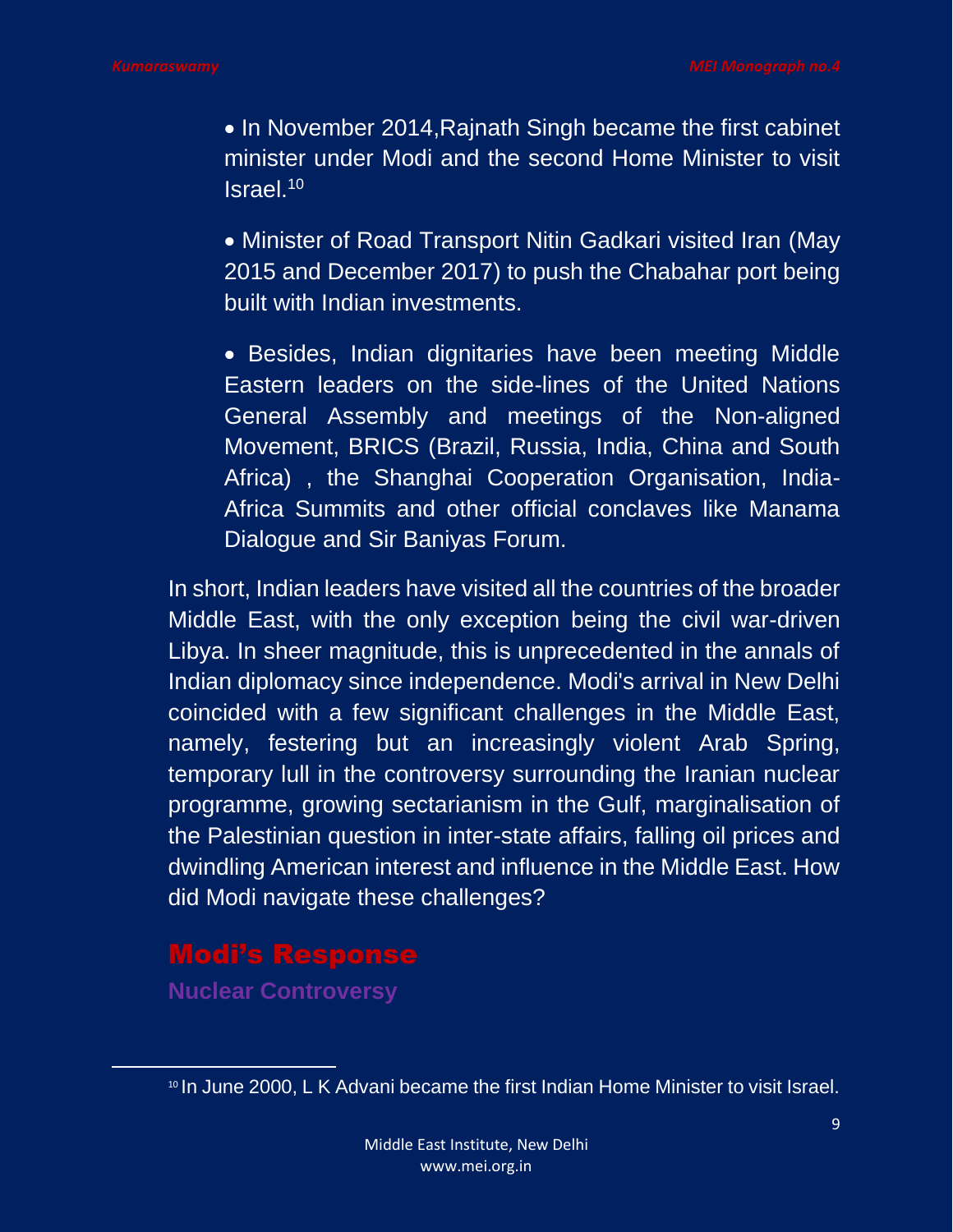- In November 2014,Rajnath Singh became the first cabinet minister under Modi and the second Home Minister to visit Israel.[10]

- Minister of Road Transport Nitin Gadkari visited Iran (May 2015 and December 2017) to push the Chabahar port being built with Indian investments.

- Besides, Indian dignitaries have been meeting Middle Eastern leaders on the side-lines of the United Nations General Assembly and meetings of the Non-aligned Movement, BRICS (Brazil, Russia, India, China and South Africa) , the Shanghai Cooperation Organisation, India-Africa Summits and other official conclaves like Manama Dialogue and Sir Baniyas Forum.

In short, Indian leaders have visited all the countries of the broader Middle East, with the only exception being the civil war-driven Libya. In sheer magnitude, this is unprecedented in the annals of Indian diplomacy since independence. Modi's arrival in New Delhi coincided with a few significant challenges in the Middle East, namely, festering but an increasingly violent Arab Spring, temporary lull in the controversy surrounding the Iranian nuclear programme, growing sectarianism in the Gulf, marginalisation of the Palestinian question in inter-state affairs, falling oil prices and dwindling American interest and influence in the Middle East. How did Modi navigate these challenges?

## Modi's Response

### Nuclear Controversy

[10] In June 2000, L K Advani became the first Indian Home Minister to visit Israel.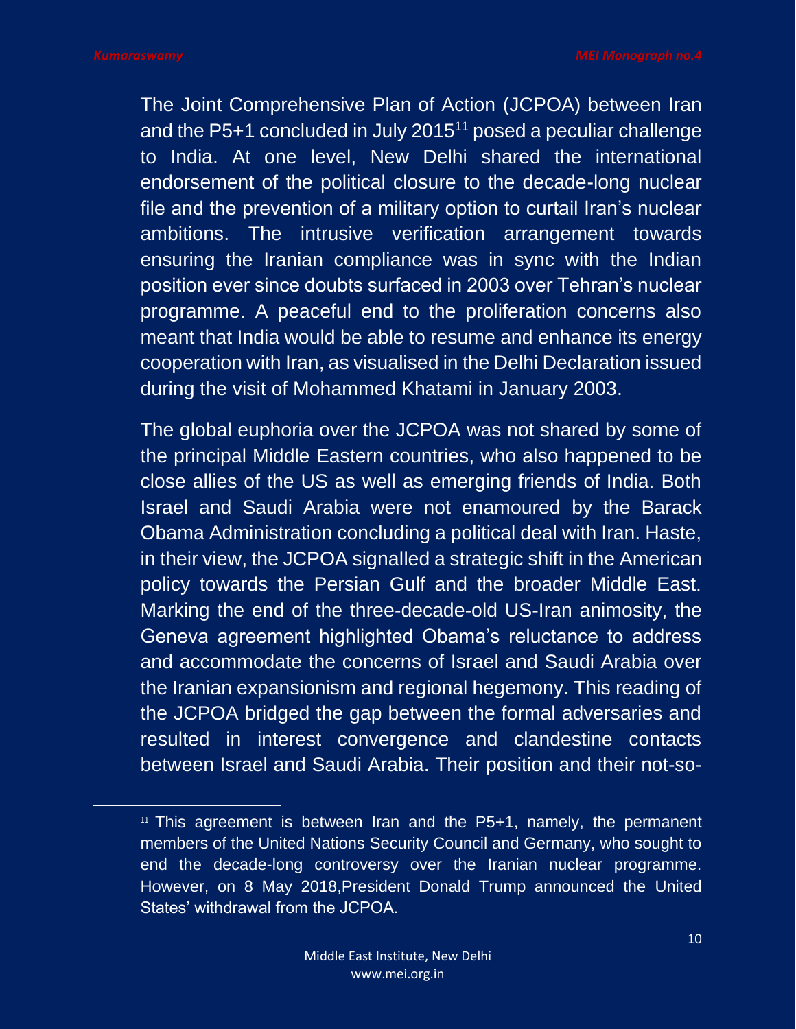The Joint Comprehensive Plan of Action (JCPOA) between Iran and the P5+1 concluded in July 2015[11] posed a peculiar challenge to India. At one level, New Delhi shared the international endorsement of the political closure to the decade-long nuclear file and the prevention of a military option to curtail Iran's nuclear ambitions. The intrusive verification arrangement towards ensuring the Iranian compliance was in sync with the Indian position ever since doubts surfaced in 2003 over Tehran's nuclear programme. A peaceful end to the proliferation concerns also meant that India would be able to resume and enhance its energy cooperation with Iran, as visualised in the Delhi Declaration issued during the visit of Mohammed Khatami in January 2003.

The global euphoria over the JCPOA was not shared by some of the principal Middle Eastern countries, who also happened to be close allies of the US as well as emerging friends of India. Both Israel and Saudi Arabia were not enamoured by the Barack Obama Administration concluding a political deal with Iran. Haste, in their view, the JCPOA signalled a strategic shift in the American policy towards the Persian Gulf and the broader Middle East. Marking the end of the three-decade-old US-Iran animosity, the Geneva agreement highlighted Obama's reluctance to address and accommodate the concerns of Israel and Saudi Arabia over the Iranian expansionism and regional hegemony. This reading of the JCPOA bridged the gap between the formal adversaries and resulted in interest convergence and clandestine contacts between Israel and Saudi Arabia. Their position and their not-so-

[11] This agreement is between Iran and the P5+1, namely, the permanent members of the United Nations Security Council and Germany, who sought to end the decade-long controversy over the Iranian nuclear programme. However, on 8 May 2018,President Donald Trump announced the United States' withdrawal from the JCPOA.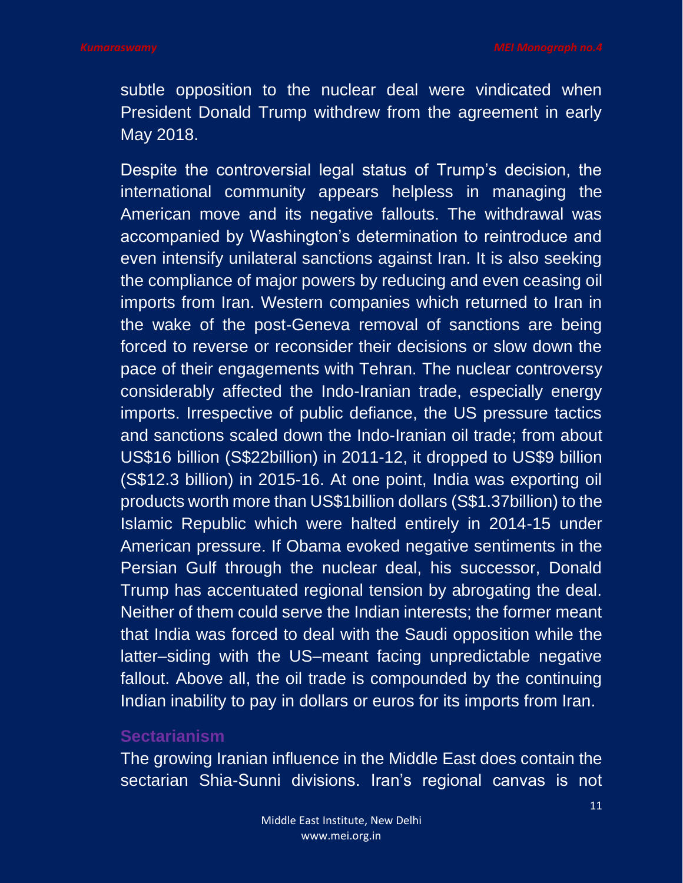subtle opposition to the nuclear deal were vindicated when President Donald Trump withdrew from the agreement in early May 2018.

Despite the controversial legal status of Trump's decision, the international community appears helpless in managing the American move and its negative fallouts. The withdrawal was accompanied by Washington's determination to reintroduce and even intensify unilateral sanctions against Iran. It is also seeking the compliance of major powers by reducing and even ceasing oil imports from Iran. Western companies which returned to Iran in the wake of the post-Geneva removal of sanctions are being forced to reverse or reconsider their decisions or slow down the pace of their engagements with Tehran. The nuclear controversy considerably affected the Indo-Iranian trade, especially energy imports. Irrespective of public defiance, the US pressure tactics and sanctions scaled down the Indo-Iranian oil trade; from about US$16 billion (S$22billion) in 2011-12, it dropped to US$9 billion (S$12.3 billion) in 2015-16. At one point, India was exporting oil products worth more than US$1billion dollars (S$1.37billion) to the Islamic Republic which were halted entirely in 2014-15 under American pressure. If Obama evoked negative sentiments in the Persian Gulf through the nuclear deal, his successor, Donald Trump has accentuated regional tension by abrogating the deal. Neither of them could serve the Indian interests; the former meant that India was forced to deal with the Saudi opposition while the latter–siding with the US–meant facing unpredictable negative fallout. Above all, the oil trade is compounded by the continuing Indian inability to pay in dollars or euros for its imports from Iran.

## Sectarianism

The growing Iranian influence in the Middle East does contain the sectarian Shia-Sunni divisions. Iran's regional canvas is not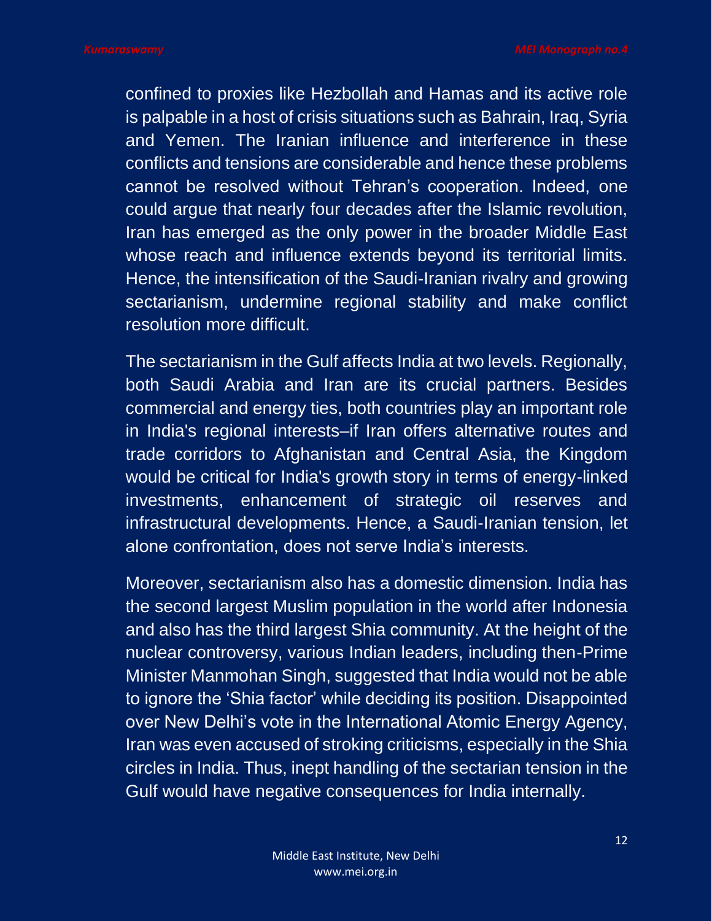confined to proxies like Hezbollah and Hamas and its active role is palpable in a host of crisis situations such as Bahrain, Iraq, Syria and Yemen. The Iranian influence and interference in these conflicts and tensions are considerable and hence these problems cannot be resolved without Tehran's cooperation. Indeed, one could argue that nearly four decades after the Islamic revolution, Iran has emerged as the only power in the broader Middle East whose reach and influence extends beyond its territorial limits. Hence, the intensification of the Saudi-Iranian rivalry and growing sectarianism, undermine regional stability and make conflict resolution more difficult.

The sectarianism in the Gulf affects India at two levels. Regionally, both Saudi Arabia and Iran are its crucial partners. Besides commercial and energy ties, both countries play an important role in India's regional interests–if Iran offers alternative routes and trade corridors to Afghanistan and Central Asia, the Kingdom would be critical for India's growth story in terms of energy-linked investments, enhancement of strategic oil reserves and infrastructural developments. Hence, a Saudi-Iranian tension, let alone confrontation, does not serve India's interests.

Moreover, sectarianism also has a domestic dimension. India has the second largest Muslim population in the world after Indonesia and also has the third largest Shia community. At the height of the nuclear controversy, various Indian leaders, including then-Prime Minister Manmohan Singh, suggested that India would not be able to ignore the 'Shia factor' while deciding its position. Disappointed over New Delhi's vote in the International Atomic Energy Agency, Iran was even accused of stroking criticisms, especially in the Shia circles in India. Thus, inept handling of the sectarian tension in the Gulf would have negative consequences for India internally.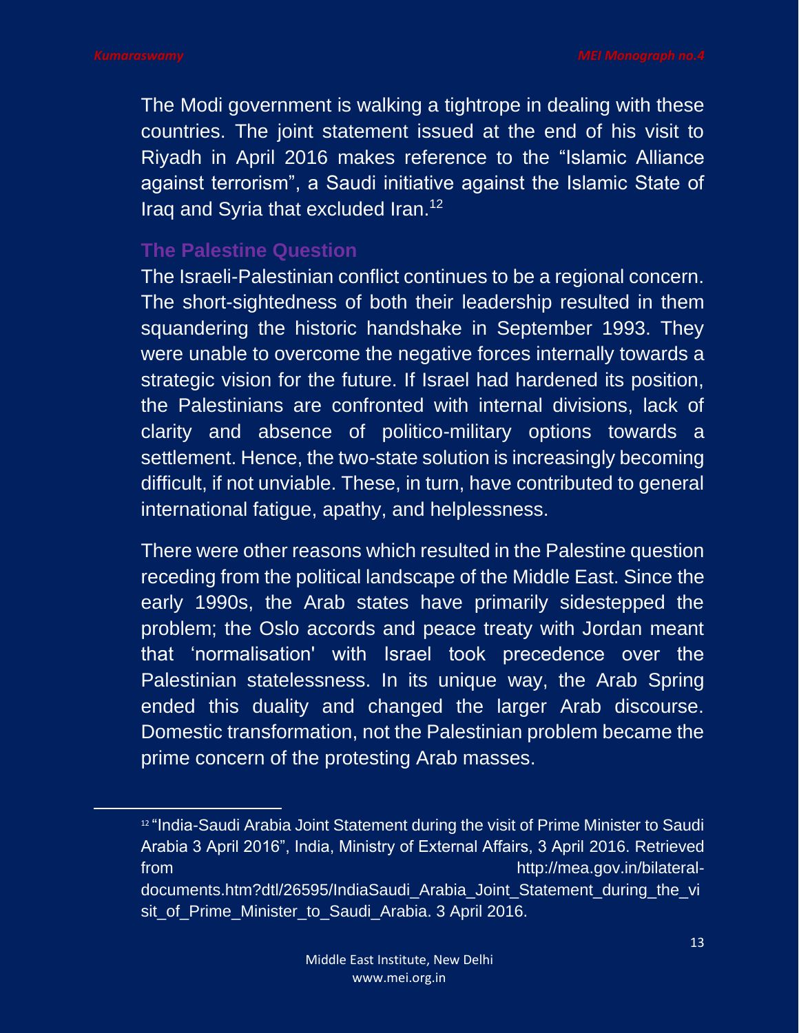The Modi government is walking a tightrope in dealing with these countries. The joint statement issued at the end of his visit to Riyadh in April 2016 makes reference to the "Islamic Alliance against terrorism", a Saudi initiative against the Islamic State of Iraq and Syria that excluded Iran.[12]

## The Palestine Question

The Israeli-Palestinian conflict continues to be a regional concern. The short-sightedness of both their leadership resulted in them squandering the historic handshake in September 1993. They were unable to overcome the negative forces internally towards a strategic vision for the future. If Israel had hardened its position, the Palestinians are confronted with internal divisions, lack of clarity and absence of politico-military options towards a settlement. Hence, the two-state solution is increasingly becoming difficult, if not unviable. These, in turn, have contributed to general international fatigue, apathy, and helplessness.

There were other reasons which resulted in the Palestine question receding from the political landscape of the Middle East. Since the early 1990s, the Arab states have primarily sidestepped the problem; the Oslo accords and peace treaty with Jordan meant that 'normalisation' with Israel took precedence over the Palestinian statelessness. In its unique way, the Arab Spring ended this duality and changed the larger Arab discourse. Domestic transformation, not the Palestinian problem became the prime concern of the protesting Arab masses.

---

[12] "India-Saudi Arabia Joint Statement during the visit of Prime Minister to Saudi Arabia 3 April 2016", India, Ministry of External Affairs, 3 April 2016. Retrieved from http://mea.gov.in/bilateral-documents.htm?dtl/26595/IndiaSaudi_Arabia_Joint_Statement_during_the_visit_of_Prime_Minister_to_Saudi_Arabia. 3 April 2016.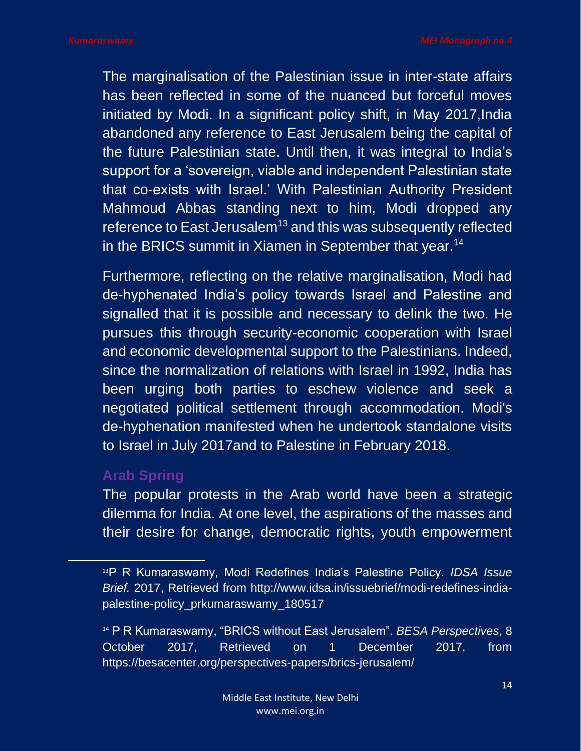The marginalisation of the Palestinian issue in inter-state affairs has been reflected in some of the nuanced but forceful moves initiated by Modi. In a significant policy shift, in May 2017,India abandoned any reference to East Jerusalem being the capital of the future Palestinian state. Until then, it was integral to India's support for a 'sovereign, viable and independent Palestinian state that co-exists with Israel.' With Palestinian Authority President Mahmoud Abbas standing next to him, Modi dropped any reference to East Jerusalem[13] and this was subsequently reflected in the BRICS summit in Xiamen in September that year.[14]

Furthermore, reflecting on the relative marginalisation, Modi had de-hyphenated India's policy towards Israel and Palestine and signalled that it is possible and necessary to delink the two. He pursues this through security-economic cooperation with Israel and economic developmental support to the Palestinians. Indeed, since the normalization of relations with Israel in 1992, India has been urging both parties to eschew violence and seek a negotiated political settlement through accommodation. Modi's de-hyphenation manifested when he undertook standalone visits to Israel in July 2017and to Palestine in February 2018.

### Arab Spring

The popular protests in the Arab world have been a strategic dilemma for India. At one level, the aspirations of the masses and their desire for change, democratic rights, youth empowerment

---

[13] P R Kumaraswamy, Modi Redefines India's Palestine Policy. *IDSA Issue Brief.* 2017, Retrieved from http://www.idsa.in/issuebrief/modi-redefines-india-palestine-policy_prkumaraswamy_180517

[14] P R Kumaraswamy, "BRICS without East Jerusalem". *BESA Perspectives*, 8 October 2017, Retrieved on 1 December 2017, from https://besacenter.org/perspectives-papers/brics-jerusalem/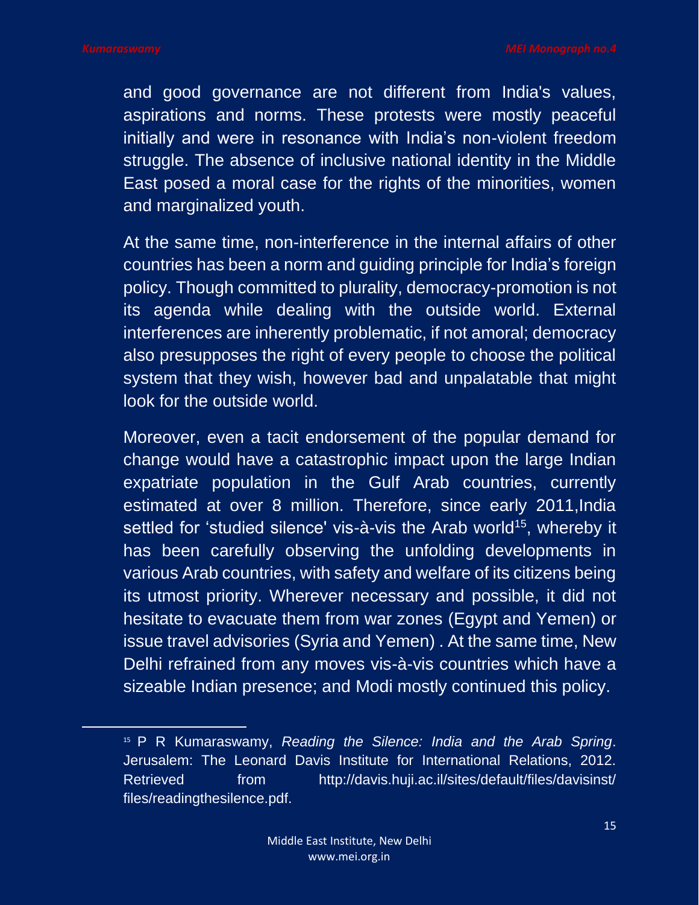and good governance are not different from India's values, aspirations and norms. These protests were mostly peaceful initially and were in resonance with India's non-violent freedom struggle. The absence of inclusive national identity in the Middle East posed a moral case for the rights of the minorities, women and marginalized youth.

At the same time, non-interference in the internal affairs of other countries has been a norm and guiding principle for India's foreign policy. Though committed to plurality, democracy-promotion is not its agenda while dealing with the outside world. External interferences are inherently problematic, if not amoral; democracy also presupposes the right of every people to choose the political system that they wish, however bad and unpalatable that might look for the outside world.

Moreover, even a tacit endorsement of the popular demand for change would have a catastrophic impact upon the large Indian expatriate population in the Gulf Arab countries, currently estimated at over 8 million. Therefore, since early 2011,India settled for 'studied silence' vis-à-vis the Arab world[15], whereby it has been carefully observing the unfolding developments in various Arab countries, with safety and welfare of its citizens being its utmost priority. Wherever necessary and possible, it did not hesitate to evacuate them from war zones (Egypt and Yemen) or issue travel advisories (Syria and Yemen) . At the same time, New Delhi refrained from any moves vis-à-vis countries which have a sizeable Indian presence; and Modi mostly continued this policy.

---

[15] P R Kumaraswamy, *Reading the Silence: India and the Arab Spring*. Jerusalem: The Leonard Davis Institute for International Relations, 2012. Retrieved from http://davis.huji.ac.il/sites/default/files/davisinst/files/readingthesilence.pdf.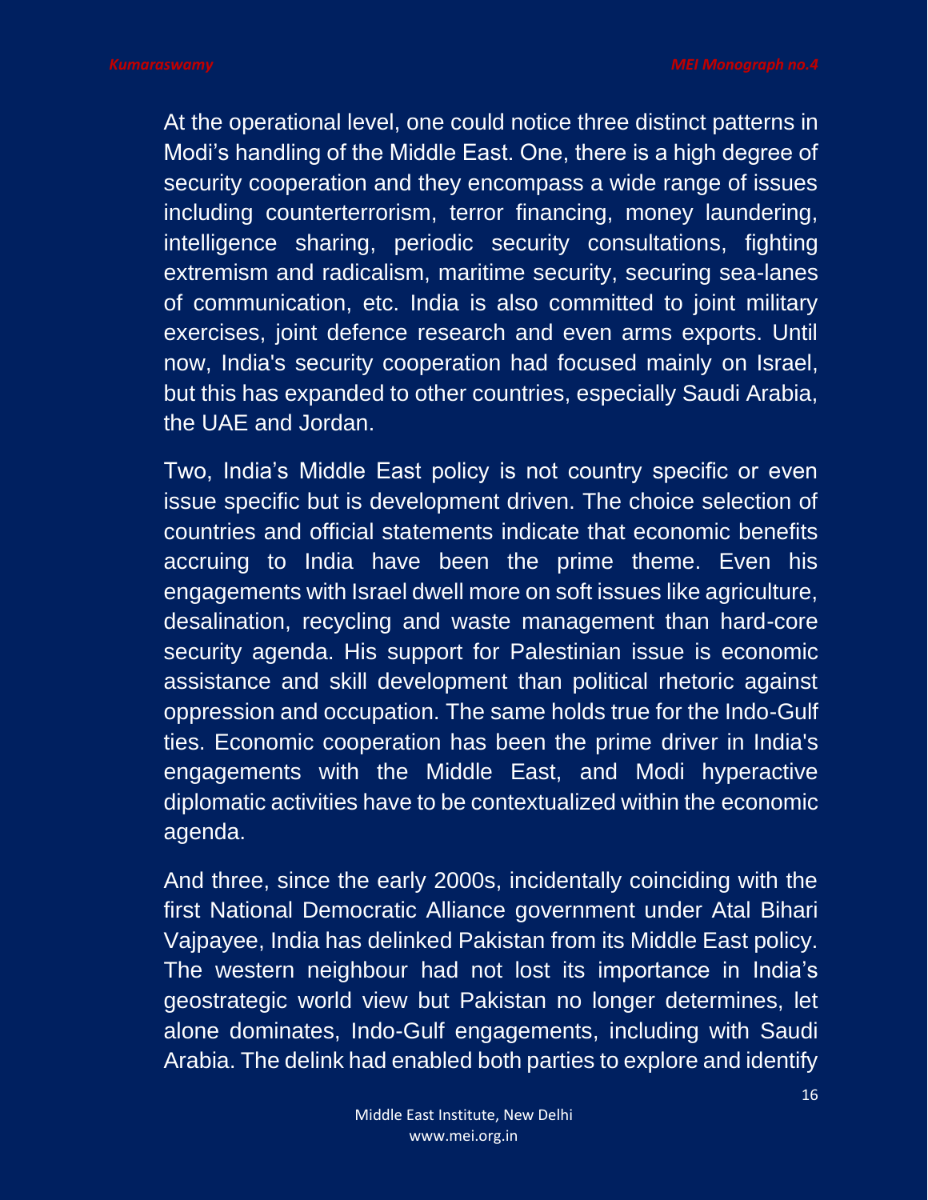At the operational level, one could notice three distinct patterns in Modi's handling of the Middle East. One, there is a high degree of security cooperation and they encompass a wide range of issues including counterterrorism, terror financing, money laundering, intelligence sharing, periodic security consultations, fighting extremism and radicalism, maritime security, securing sea-lanes of communication, etc. India is also committed to joint military exercises, joint defence research and even arms exports. Until now, India's security cooperation had focused mainly on Israel, but this has expanded to other countries, especially Saudi Arabia, the UAE and Jordan.

Two, India's Middle East policy is not country specific or even issue specific but is development driven. The choice selection of countries and official statements indicate that economic benefits accruing to India have been the prime theme. Even his engagements with Israel dwell more on soft issues like agriculture, desalination, recycling and waste management than hard-core security agenda. His support for Palestinian issue is economic assistance and skill development than political rhetoric against oppression and occupation. The same holds true for the Indo-Gulf ties. Economic cooperation has been the prime driver in India's engagements with the Middle East, and Modi hyperactive diplomatic activities have to be contextualized within the economic agenda.

And three, since the early 2000s, incidentally coinciding with the first National Democratic Alliance government under Atal Bihari Vajpayee, India has delinked Pakistan from its Middle East policy. The western neighbour had not lost its importance in India's geostrategic world view but Pakistan no longer determines, let alone dominates, Indo-Gulf engagements, including with Saudi Arabia. The delink had enabled both parties to explore and identify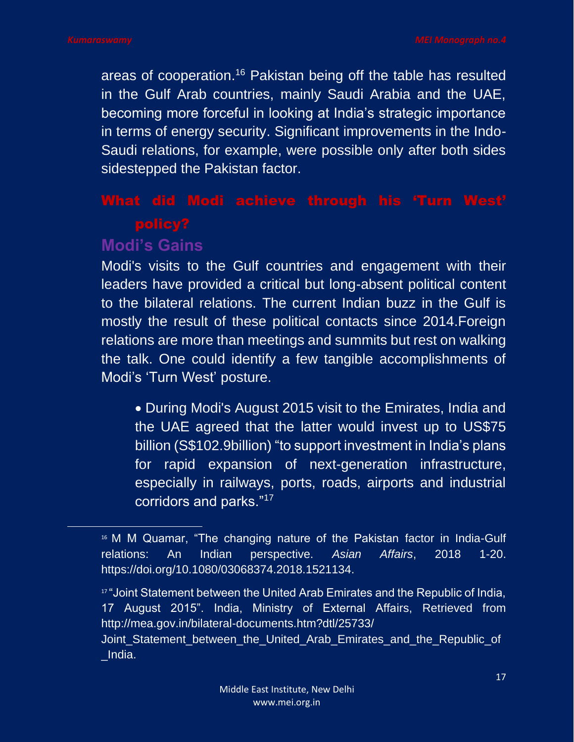areas of cooperation.[16] Pakistan being off the table has resulted in the Gulf Arab countries, mainly Saudi Arabia and the UAE, becoming more forceful in looking at India's strategic importance in terms of energy security. Significant improvements in the Indo-Saudi relations, for example, were possible only after both sides sidestepped the Pakistan factor.

## What did Modi achieve through his 'Turn West' policy?

### Modi's Gains

Modi's visits to the Gulf countries and engagement with their leaders have provided a critical but long-absent political content to the bilateral relations. The current Indian buzz in the Gulf is mostly the result of these political contacts since 2014.Foreign relations are more than meetings and summits but rest on walking the talk. One could identify a few tangible accomplishments of Modi's 'Turn West' posture.

- During Modi's August 2015 visit to the Emirates, India and the UAE agreed that the latter would invest up to US$75 billion (S$102.9billion) "to support investment in India's plans for rapid expansion of next-generation infrastructure, especially in railways, ports, roads, airports and industrial corridors and parks."[17]

---

[16] M M Quamar, "The changing nature of the Pakistan factor in India-Gulf relations: An Indian perspective. *Asian Affairs*, 2018 1-20. https://doi.org/10.1080/03068374.2018.1521134.

[17] "Joint Statement between the United Arab Emirates and the Republic of India, 17 August 2015". India, Ministry of External Affairs, Retrieved from http://mea.gov.in/bilateral-documents.htm?dtl/25733/ Joint_Statement_between_the_United_Arab_Emirates_and_the_Republic_of_India.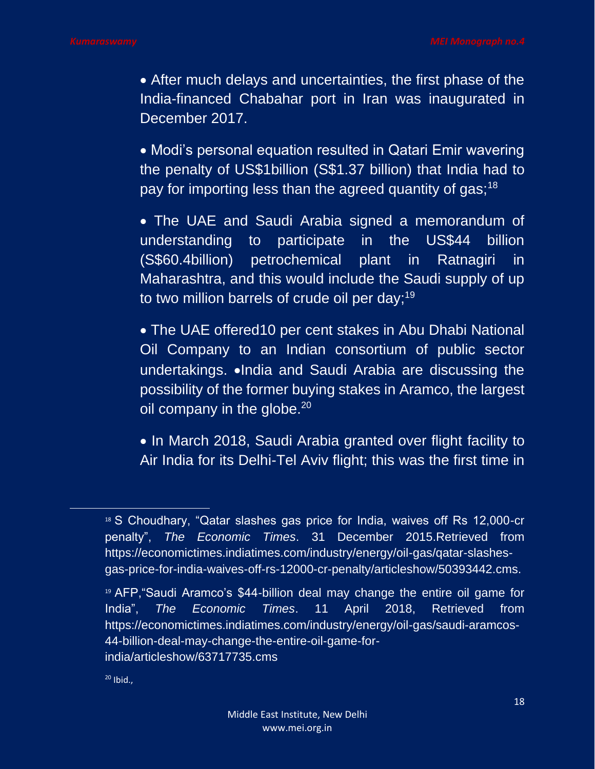- After much delays and uncertainties, the first phase of the India-financed Chabahar port in Iran was inaugurated in December 2017.

- Modi's personal equation resulted in Qatari Emir wavering the penalty of US$1billion (S$1.37 billion) that India had to pay for importing less than the agreed quantity of gas;[18]

- The UAE and Saudi Arabia signed a memorandum of understanding to participate in the US$44 billion (S$60.4billion) petrochemical plant in Ratnagiri in Maharashtra, and this would include the Saudi supply of up to two million barrels of crude oil per day;[19]

- The UAE offered10 per cent stakes in Abu Dhabi National Oil Company to an Indian consortium of public sector undertakings. •India and Saudi Arabia are discussing the possibility of the former buying stakes in Aramco, the largest oil company in the globe.[20]

- In March 2018, Saudi Arabia granted over flight facility to Air India for its Delhi-Tel Aviv flight; this was the first time in

---

[18] S Choudhary, "Qatar slashes gas price for India, waives off Rs 12,000-cr penalty", *The Economic Times*. 31 December 2015.Retrieved from https://economictimes.indiatimes.com/industry/energy/oil-gas/qatar-slashes-gas-price-for-india-waives-off-rs-12000-cr-penalty/articleshow/50393442.cms.

[19] AFP,"Saudi Aramco's $44-billion deal may change the entire oil game for India", *The Economic Times*. 11 April 2018, Retrieved from https://economictimes.indiatimes.com/industry/energy/oil-gas/saudi-aramcos-44-billion-deal-may-change-the-entire-oil-game-for-india/articleshow/63717735.cms

[20] Ibid.,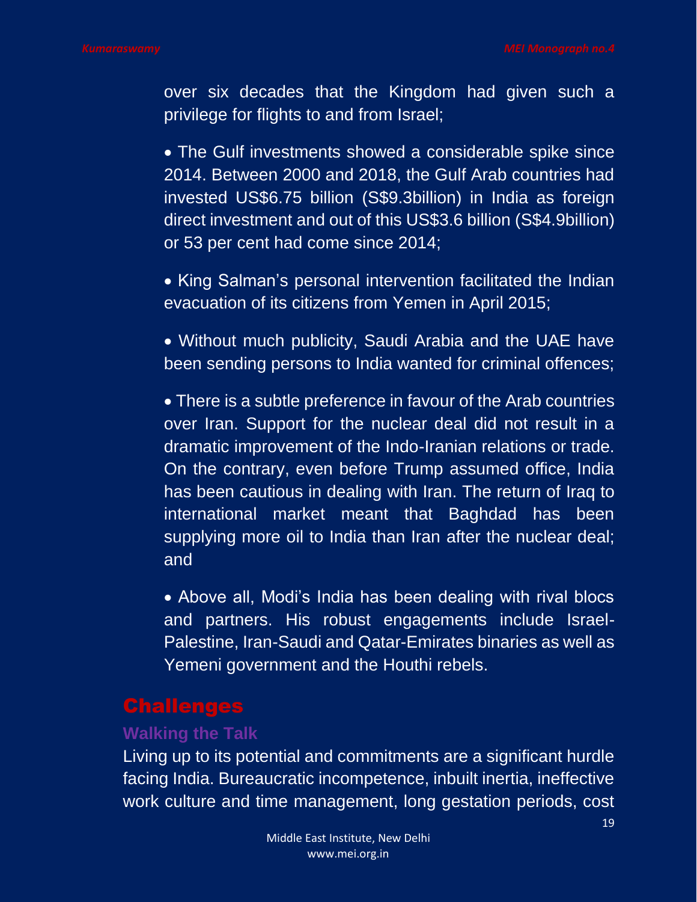over six decades that the Kingdom had given such a privilege for flights to and from Israel;

- The Gulf investments showed a considerable spike since 2014. Between 2000 and 2018, the Gulf Arab countries had invested US$6.75 billion (S$9.3billion) in India as foreign direct investment and out of this US$3.6 billion (S$4.9billion) or 53 per cent had come since 2014;

- King Salman's personal intervention facilitated the Indian evacuation of its citizens from Yemen in April 2015;

- Without much publicity, Saudi Arabia and the UAE have been sending persons to India wanted for criminal offences;

- There is a subtle preference in favour of the Arab countries over Iran. Support for the nuclear deal did not result in a dramatic improvement of the Indo-Iranian relations or trade. On the contrary, even before Trump assumed office, India has been cautious in dealing with Iran. The return of Iraq to international market meant that Baghdad has been supplying more oil to India than Iran after the nuclear deal; and

- Above all, Modi's India has been dealing with rival blocs and partners. His robust engagements include Israel-Palestine, Iran-Saudi and Qatar-Emirates binaries as well as Yemeni government and the Houthi rebels.

## Challenges

### Walking the Talk

Living up to its potential and commitments are a significant hurdle facing India. Bureaucratic incompetence, inbuilt inertia, ineffective work culture and time management, long gestation periods, cost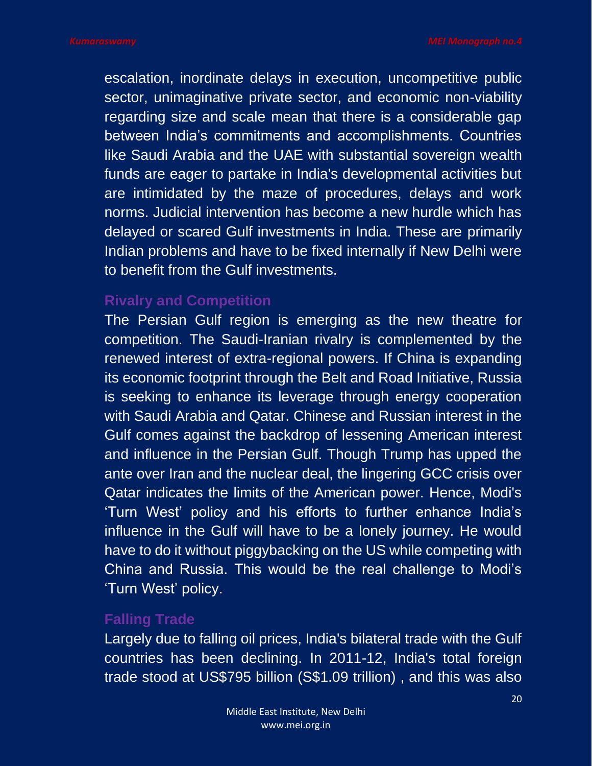escalation, inordinate delays in execution, uncompetitive public sector, unimaginative private sector, and economic non-viability regarding size and scale mean that there is a considerable gap between India's commitments and accomplishments. Countries like Saudi Arabia and the UAE with substantial sovereign wealth funds are eager to partake in India's developmental activities but are intimidated by the maze of procedures, delays and work norms. Judicial intervention has become a new hurdle which has delayed or scared Gulf investments in India. These are primarily Indian problems and have to be fixed internally if New Delhi were to benefit from the Gulf investments.

### Rivalry and Competition

The Persian Gulf region is emerging as the new theatre for competition. The Saudi-Iranian rivalry is complemented by the renewed interest of extra-regional powers. If China is expanding its economic footprint through the Belt and Road Initiative, Russia is seeking to enhance its leverage through energy cooperation with Saudi Arabia and Qatar. Chinese and Russian interest in the Gulf comes against the backdrop of lessening American interest and influence in the Persian Gulf. Though Trump has upped the ante over Iran and the nuclear deal, the lingering GCC crisis over Qatar indicates the limits of the American power. Hence, Modi's 'Turn West' policy and his efforts to further enhance India's influence in the Gulf will have to be a lonely journey. He would have to do it without piggybacking on the US while competing with China and Russia. This would be the real challenge to Modi's 'Turn West' policy.

### Falling Trade

Largely due to falling oil prices, India's bilateral trade with the Gulf countries has been declining. In 2011-12, India's total foreign trade stood at US$795 billion (S$1.09 trillion) , and this was also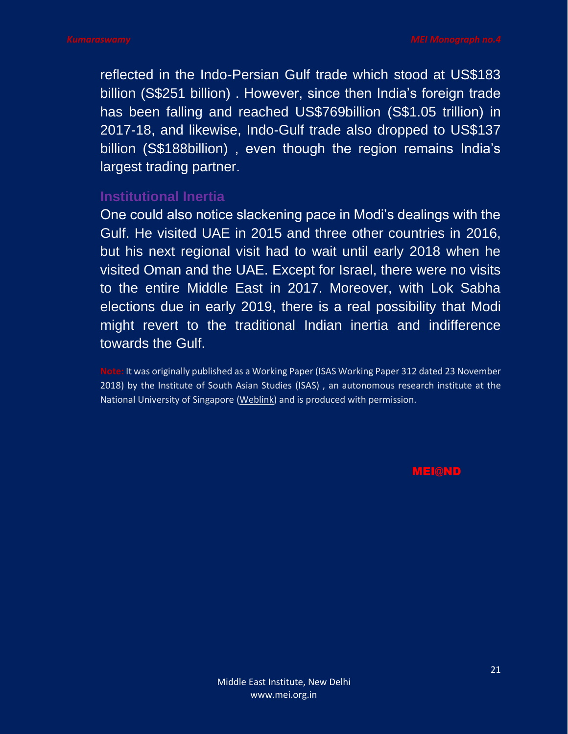reflected in the Indo-Persian Gulf trade which stood at US$183 billion (S$251 billion) . However, since then India's foreign trade has been falling and reached US$769billion (S$1.05 trillion) in 2017-18, and likewise, Indo-Gulf trade also dropped to US$137 billion (S$188billion) , even though the region remains India's largest trading partner.

## Institutional Inertia

One could also notice slackening pace in Modi's dealings with the Gulf. He visited UAE in 2015 and three other countries in 2016, but his next regional visit had to wait until early 2018 when he visited Oman and the UAE. Except for Israel, there were no visits to the entire Middle East in 2017. Moreover, with Lok Sabha elections due in early 2019, there is a real possibility that Modi might revert to the traditional Indian inertia and indifference towards the Gulf.

**Note:** It was originally published as a Working Paper (ISAS Working Paper 312 dated 23 November 2018) by the Institute of South Asian Studies (ISAS) , an autonomous research institute at the National University of Singapore (Weblink) and is produced with permission.

**MEI@ND**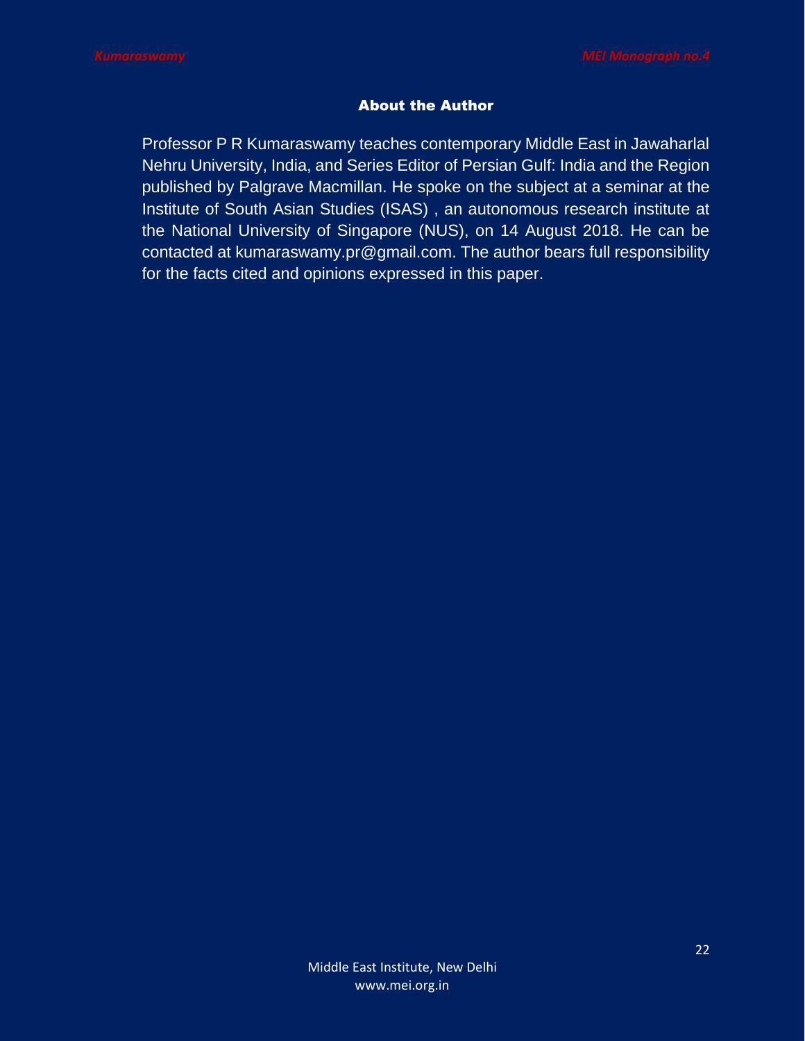## About the Author

Professor P R Kumaraswamy teaches contemporary Middle East in Jawaharlal Nehru University, India, and Series Editor of Persian Gulf: India and the Region published by Palgrave Macmillan. He spoke on the subject at a seminar at the Institute of South Asian Studies (ISAS) , an autonomous research institute at the National University of Singapore (NUS), on 14 August 2018. He can be contacted at kumaraswamy.pr@gmail.com. The author bears full responsibility for the facts cited and opinions expressed in this paper.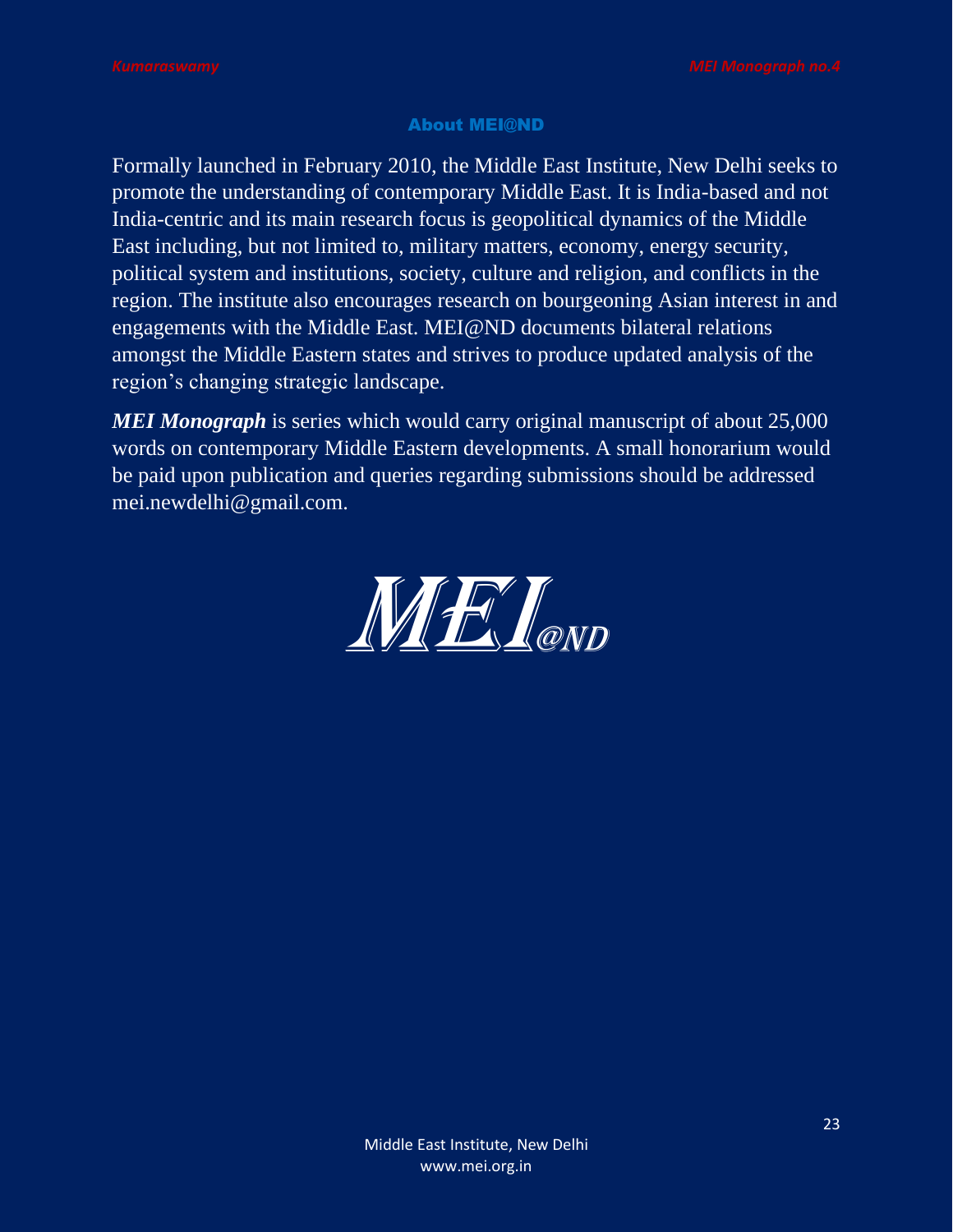## About MEI@ND

Formally launched in February 2010, the Middle East Institute, New Delhi seeks to promote the understanding of contemporary Middle East. It is India-based and not India-centric and its main research focus is geopolitical dynamics of the Middle East including, but not limited to, military matters, economy, energy security, political system and institutions, society, culture and religion, and conflicts in the region. The institute also encourages research on bourgeoning Asian interest in and engagements with the Middle East. MEI@ND documents bilateral relations amongst the Middle Eastern states and strives to produce updated analysis of the region's changing strategic landscape.

***MEI Monograph*** is series which would carry original manuscript of about 25,000 words on contemporary Middle Eastern developments. A small honorarium would be paid upon publication and queries regarding submissions should be addressed mei.newdelhi@gmail.com.

MEI@ND